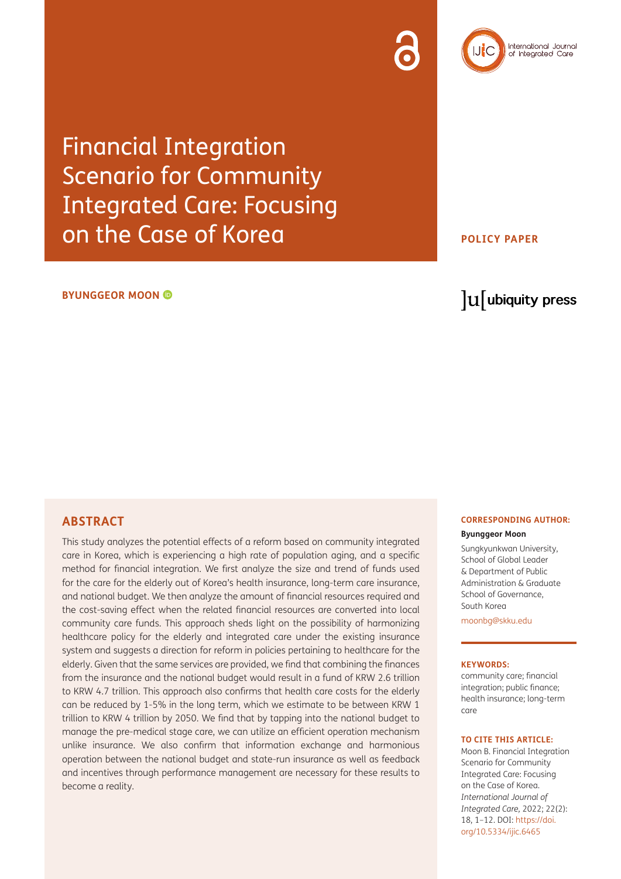# Financial Integration Scenario for Community Integrated Care: Focusing on the Case of Korea

**POLICY PAPER**

**BYUNGGEOR MOON**

## ABSTRACT

This study analyzes the potential effects of a reform based on community integrated care in Korea, which is experiencing a high rate of population aging, and a specific method for financial integration. We first analyze the size and trend of funds used for the care for the elderly out of Korea's health insurance, long-term care insurance, and national budget. We then analyze the amount of financial resources required and the cost-saving effect when the related financial resources are converted into local community care funds. This approach sheds light on the possibility of harmonizing healthcare policy for the elderly and integrated care under the existing insurance system and suggests a direction for reform in policies pertaining to healthcare for the elderly. Given that the same services are provided, we find that combining the finances from the insurance and the national budget would result in a fund of KRW 2.6 trillion to KRW 4.7 trillion. This approach also confirms that health care costs for the elderly can be reduced by 1-5% in the long term, which we estimate to be between KRW 1 trillion to KRW 4 trillion by 2050. We find that by tapping into the national budget to manage the pre-medical stage care, we can utilize an efficient operation mechanism unlike insurance. We also confirm that information exchange and harmonious operation between the national budget and state-run insurance as well as feedback and incentives through performance management are necessary for these results to become a reality.

**CORRESPONDING AUTHOR:**

**Byunggeor Moon**

Sungkyunkwan University, School of Global Leader & Department of Public Administration & Graduate School of Governance, South Korea

moonbg@skku.edu

**KEYWORDS:**

community care; financial integration; public finance; health insurance; long-term care

**TO CITE THIS ARTICLE:**

Moon B. Financial Integration Scenario for Community Integrated Care: Focusing on the Case of Korea. *International Journal of Integrated Care,* 2022; 22(2): 18, 1–12. DOI: https://doi.org/10.5334/ijic.6465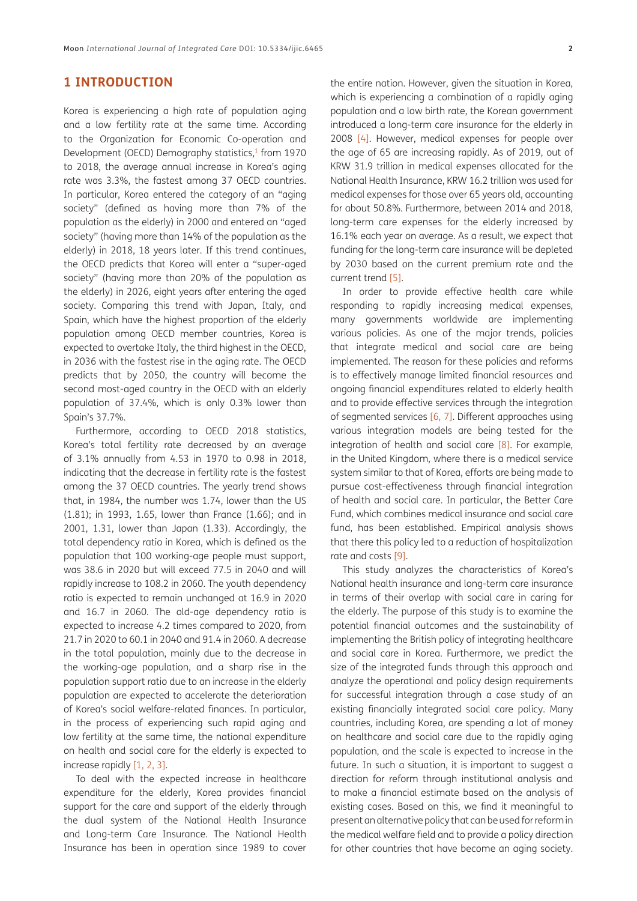# 1 INTRODUCTION

Korea is experiencing a high rate of population aging and a low fertility rate at the same time. According to the Organization for Economic Co-operation and Development (OECD) Demography statistics,[1] from 1970 to 2018, the average annual increase in Korea's aging rate was 3.3%, the fastest among 37 OECD countries. In particular, Korea entered the category of an "aging society" (defined as having more than 7% of the population as the elderly) in 2000 and entered an "aged society" (having more than 14% of the population as the elderly) in 2018, 18 years later. If this trend continues, the OECD predicts that Korea will enter a "super-aged society" (having more than 20% of the population as the elderly) in 2026, eight years after entering the aged society. Comparing this trend with Japan, Italy, and Spain, which have the highest proportion of the elderly population among OECD member countries, Korea is expected to overtake Italy, the third highest in the OECD, in 2036 with the fastest rise in the aging rate. The OECD predicts that by 2050, the country will become the second most-aged country in the OECD with an elderly population of 37.4%, which is only 0.3% lower than Spain's 37.7%.

Furthermore, according to OECD 2018 statistics, Korea's total fertility rate decreased by an average of 3.1% annually from 4.53 in 1970 to 0.98 in 2018, indicating that the decrease in fertility rate is the fastest among the 37 OECD countries. The yearly trend shows that, in 1984, the number was 1.74, lower than the US (1.81); in 1993, 1.65, lower than France (1.66); and in 2001, 1.31, lower than Japan (1.33). Accordingly, the total dependency ratio in Korea, which is defined as the population that 100 working-age people must support, was 38.6 in 2020 but will exceed 77.5 in 2040 and will rapidly increase to 108.2 in 2060. The youth dependency ratio is expected to remain unchanged at 16.9 in 2020 and 16.7 in 2060. The old-age dependency ratio is expected to increase 4.2 times compared to 2020, from 21.7 in 2020 to 60.1 in 2040 and 91.4 in 2060. A decrease in the total population, mainly due to the decrease in the working-age population, and a sharp rise in the population support ratio due to an increase in the elderly population are expected to accelerate the deterioration of Korea's social welfare-related finances. In particular, in the process of experiencing such rapid aging and low fertility at the same time, the national expenditure on health and social care for the elderly is expected to increase rapidly [1, 2, 3].

To deal with the expected increase in healthcare expenditure for the elderly, Korea provides financial support for the care and support of the elderly through the dual system of the National Health Insurance and Long-term Care Insurance. The National Health Insurance has been in operation since 1989 to cover the entire nation. However, given the situation in Korea, which is experiencing a combination of a rapidly aging population and a low birth rate, the Korean government introduced a long-term care insurance for the elderly in 2008 [4]. However, medical expenses for people over the age of 65 are increasing rapidly. As of 2019, out of KRW 31.9 trillion in medical expenses allocated for the National Health Insurance, KRW 16.2 trillion was used for medical expenses for those over 65 years old, accounting for about 50.8%. Furthermore, between 2014 and 2018, long-term care expenses for the elderly increased by 16.1% each year on average. As a result, we expect that funding for the long-term care insurance will be depleted by 2030 based on the current premium rate and the current trend [5].

In order to provide effective health care while responding to rapidly increasing medical expenses, many governments worldwide are implementing various policies. As one of the major trends, policies that integrate medical and social care are being implemented. The reason for these policies and reforms is to effectively manage limited financial resources and ongoing financial expenditures related to elderly health and to provide effective services through the integration of segmented services [6, 7]. Different approaches using various integration models are being tested for the integration of health and social care [8]. For example, in the United Kingdom, where there is a medical service system similar to that of Korea, efforts are being made to pursue cost-effectiveness through financial integration of health and social care. In particular, the Better Care Fund, which combines medical insurance and social care fund, has been established. Empirical analysis shows that there this policy led to a reduction of hospitalization rate and costs [9].

This study analyzes the characteristics of Korea's National health insurance and long-term care insurance in terms of their overlap with social care in caring for the elderly. The purpose of this study is to examine the potential financial outcomes and the sustainability of implementing the British policy of integrating healthcare and social care in Korea. Furthermore, we predict the size of the integrated funds through this approach and analyze the operational and policy design requirements for successful integration through a case study of an existing financially integrated social care policy. Many countries, including Korea, are spending a lot of money on healthcare and social care due to the rapidly aging population, and the scale is expected to increase in the future. In such a situation, it is important to suggest a direction for reform through institutional analysis and to make a financial estimate based on the analysis of existing cases. Based on this, we find it meaningful to present an alternative policy that can be used for reform in the medical welfare field and to provide a policy direction for other countries that have become an aging society.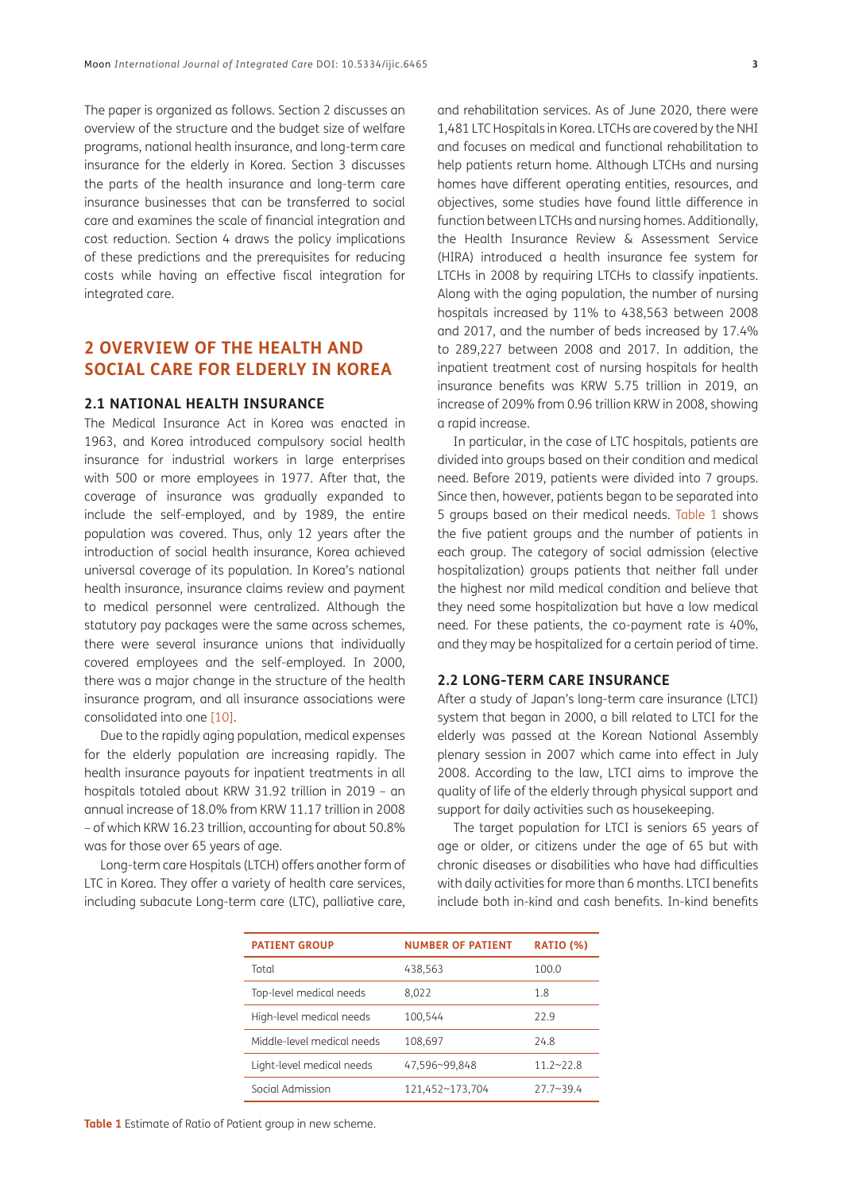The paper is organized as follows. Section 2 discusses an overview of the structure and the budget size of welfare programs, national health insurance, and long-term care insurance for the elderly in Korea. Section 3 discusses the parts of the health insurance and long-term care insurance businesses that can be transferred to social care and examines the scale of financial integration and cost reduction. Section 4 draws the policy implications of these predictions and the prerequisites for reducing costs while having an effective fiscal integration for integrated care.

## 2 OVERVIEW OF THE HEALTH AND SOCIAL CARE FOR ELDERLY IN KOREA

### 2.1 NATIONAL HEALTH INSURANCE

The Medical Insurance Act in Korea was enacted in 1963, and Korea introduced compulsory social health insurance for industrial workers in large enterprises with 500 or more employees in 1977. After that, the coverage of insurance was gradually expanded to include the self-employed, and by 1989, the entire population was covered. Thus, only 12 years after the introduction of social health insurance, Korea achieved universal coverage of its population. In Korea's national health insurance, insurance claims review and payment to medical personnel were centralized. Although the statutory pay packages were the same across schemes, there were several insurance unions that individually covered employees and the self-employed. In 2000, there was a major change in the structure of the health insurance program, and all insurance associations were consolidated into one [10].

Due to the rapidly aging population, medical expenses for the elderly population are increasing rapidly. The health insurance payouts for inpatient treatments in all hospitals totaled about KRW 31.92 trillion in 2019 – an annual increase of 18.0% from KRW 11.17 trillion in 2008 – of which KRW 16.23 trillion, accounting for about 50.8% was for those over 65 years of age.

Long-term care Hospitals (LTCH) offers another form of LTC in Korea. They offer a variety of health care services, including subacute Long-term care (LTC), palliative care, and rehabilitation services. As of June 2020, there were 1,481 LTC Hospitals in Korea. LTCHs are covered by the NHI and focuses on medical and functional rehabilitation to help patients return home. Although LTCHs and nursing homes have different operating entities, resources, and objectives, some studies have found little difference in function between LTCHs and nursing homes. Additionally, the Health Insurance Review & Assessment Service (HIRA) introduced a health insurance fee system for LTCHs in 2008 by requiring LTCHs to classify inpatients. Along with the aging population, the number of nursing hospitals increased by 11% to 438,563 between 2008 and 2017, and the number of beds increased by 17.4% to 289,227 between 2008 and 2017. In addition, the inpatient treatment cost of nursing hospitals for health insurance benefits was KRW 5.75 trillion in 2019, an increase of 209% from 0.96 trillion KRW in 2008, showing a rapid increase.

In particular, in the case of LTC hospitals, patients are divided into groups based on their condition and medical need. Before 2019, patients were divided into 7 groups. Since then, however, patients began to be separated into 5 groups based on their medical needs. Table 1 shows the five patient groups and the number of patients in each group. The category of social admission (elective hospitalization) groups patients that neither fall under the highest nor mild medical condition and believe that they need some hospitalization but have a low medical need. For these patients, the co-payment rate is 40%, and they may be hospitalized for a certain period of time.

### 2.2 LONG-TERM CARE INSURANCE

After a study of Japan's long-term care insurance (LTCI) system that began in 2000, a bill related to LTCI for the elderly was passed at the Korean National Assembly plenary session in 2007 which came into effect in July 2008. According to the law, LTCI aims to improve the quality of life of the elderly through physical support and support for daily activities such as housekeeping.

The target population for LTCI is seniors 65 years of age or older, or citizens under the age of 65 but with chronic diseases or disabilities who have had difficulties with daily activities for more than 6 months. LTCI benefits include both in-kind and cash benefits. In-kind benefits

| PATIENT GROUP | NUMBER OF PATIENT | RATIO (%) |
|---|---|---|
| Total | 438,563 | 100.0 |
| Top-level medical needs | 8,022 | 1.8 |
| High-level medical needs | 100,544 | 22.9 |
| Middle-level medical needs | 108,697 | 24.8 |
| Light-level medical needs | 47,596~99,848 | 11.2~22.8 |
| Social Admission | 121,452~173,704 | 27.7~39.4 |

**Table 1** Estimate of Ratio of Patient group in new scheme.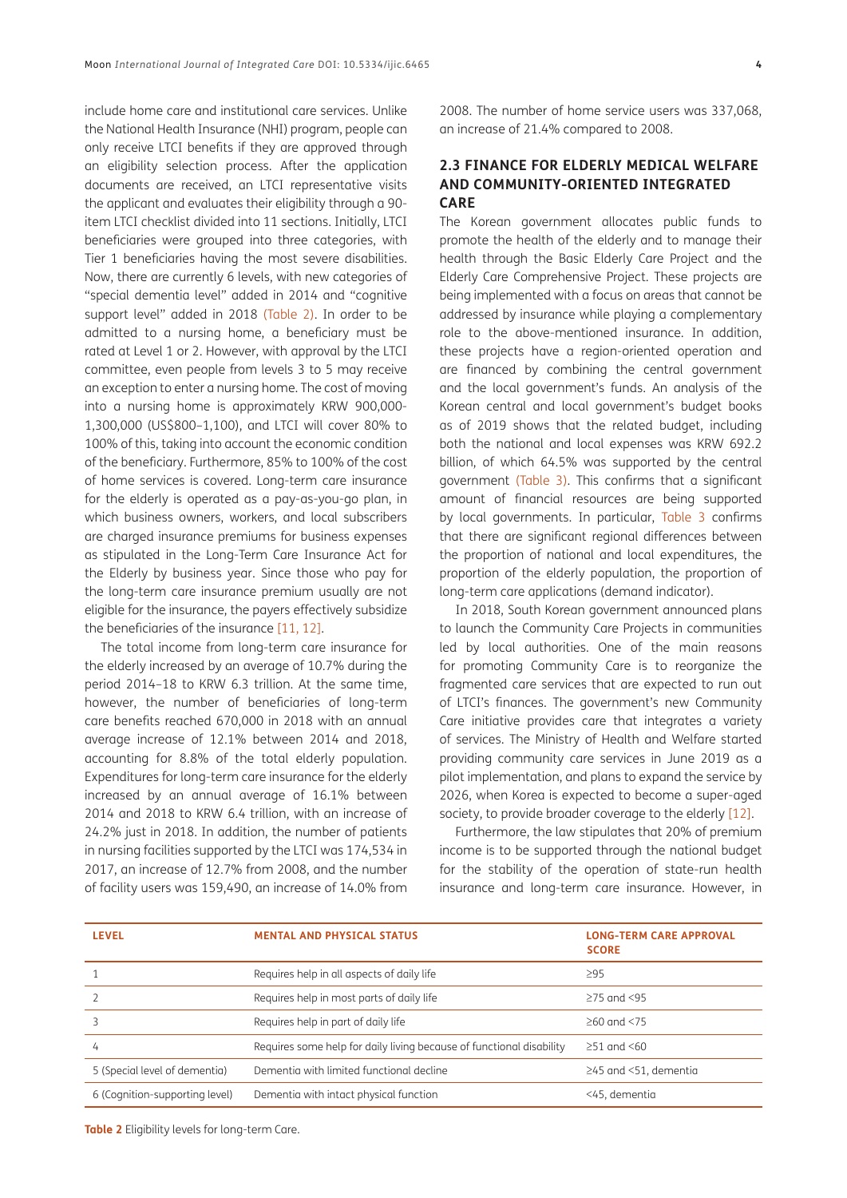include home care and institutional care services. Unlike the National Health Insurance (NHI) program, people can only receive LTCI benefits if they are approved through an eligibility selection process. After the application documents are received, an LTCI representative visits the applicant and evaluates their eligibility through a 90-item LTCI checklist divided into 11 sections. Initially, LTCI beneficiaries were grouped into three categories, with Tier 1 beneficiaries having the most severe disabilities. Now, there are currently 6 levels, with new categories of "special dementia level" added in 2014 and "cognitive support level" added in 2018 (Table 2). In order to be admitted to a nursing home, a beneficiary must be rated at Level 1 or 2. However, with approval by the LTCI committee, even people from levels 3 to 5 may receive an exception to enter a nursing home. The cost of moving into a nursing home is approximately KRW 900,000-1,300,000 (US$800–1,100), and LTCI will cover 80% to 100% of this, taking into account the economic condition of the beneficiary. Furthermore, 85% to 100% of the cost of home services is covered. Long-term care insurance for the elderly is operated as a pay-as-you-go plan, in which business owners, workers, and local subscribers are charged insurance premiums for business expenses as stipulated in the Long-Term Care Insurance Act for the Elderly by business year. Since those who pay for the long-term care insurance premium usually are not eligible for the insurance, the payers effectively subsidize the beneficiaries of the insurance [11, 12].

The total income from long-term care insurance for the elderly increased by an average of 10.7% during the period 2014–18 to KRW 6.3 trillion. At the same time, however, the number of beneficiaries of long-term care benefits reached 670,000 in 2018 with an annual average increase of 12.1% between 2014 and 2018, accounting for 8.8% of the total elderly population. Expenditures for long-term care insurance for the elderly increased by an annual average of 16.1% between 2014 and 2018 to KRW 6.4 trillion, with an increase of 24.2% just in 2018. In addition, the number of patients in nursing facilities supported by the LTCI was 174,534 in 2017, an increase of 12.7% from 2008, and the number of facility users was 159,490, an increase of 14.0% from 2008. The number of home service users was 337,068, an increase of 21.4% compared to 2008.

### 2.3 FINANCE FOR ELDERLY MEDICAL WELFARE AND COMMUNITY-ORIENTED INTEGRATED CARE

The Korean government allocates public funds to promote the health of the elderly and to manage their health through the Basic Elderly Care Project and the Elderly Care Comprehensive Project. These projects are being implemented with a focus on areas that cannot be addressed by insurance while playing a complementary role to the above-mentioned insurance. In addition, these projects have a region-oriented operation and are financed by combining the central government and the local government's funds. An analysis of the Korean central and local government's budget books as of 2019 shows that the related budget, including both the national and local expenses was KRW 692.2 billion, of which 64.5% was supported by the central government (Table 3). This confirms that a significant amount of financial resources are being supported by local governments. In particular, Table 3 confirms that there are significant regional differences between the proportion of national and local expenditures, the proportion of the elderly population, the proportion of long-term care applications (demand indicator).

In 2018, South Korean government announced plans to launch the Community Care Projects in communities led by local authorities. One of the main reasons for promoting Community Care is to reorganize the fragmented care services that are expected to run out of LTCI's finances. The government's new Community Care initiative provides care that integrates a variety of services. The Ministry of Health and Welfare started providing community care services in June 2019 as a pilot implementation, and plans to expand the service by 2026, when Korea is expected to become a super-aged society, to provide broader coverage to the elderly [12].

Furthermore, the law stipulates that 20% of premium income is to be supported through the national budget for the stability of the operation of state-run health insurance and long-term care insurance. However, in

| LEVEL | MENTAL AND PHYSICAL STATUS | LONG-TERM CARE APPROVAL SCORE |
|---|---|---|
| 1 | Requires help in all aspects of daily life | ≥95 |
| 2 | Requires help in most parts of daily life | ≥75 and <95 |
| 3 | Requires help in part of daily life | ≥60 and <75 |
| 4 | Requires some help for daily living because of functional disability | ≥51 and <60 |
| 5 (Special level of dementia) | Dementia with limited functional decline | ≥45 and <51, dementia |
| 6 (Cognition-supporting level) | Dementia with intact physical function | <45, dementia |

**Table 2** Eligibility levels for long-term Care.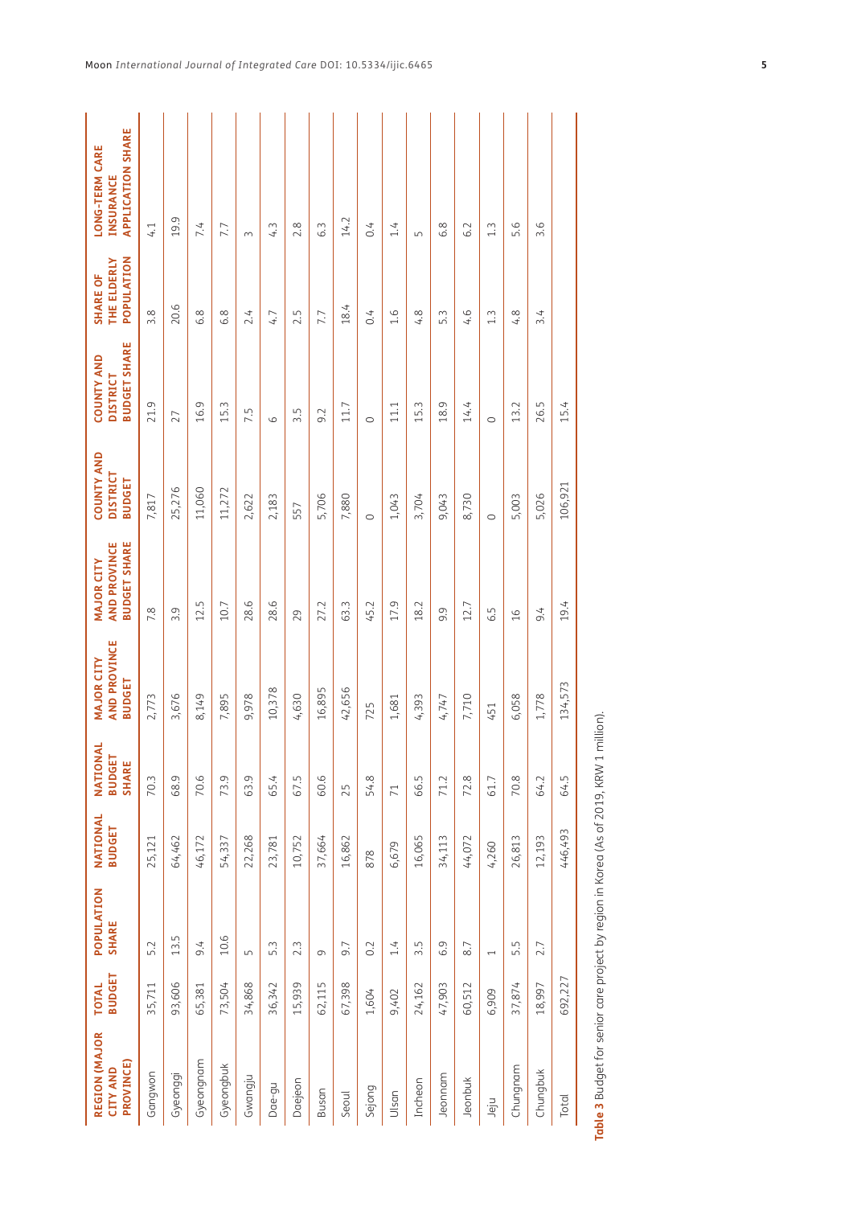| REGION (MAJOR CITY AND PROVINCE) | TOTAL BUDGET | POPULATION SHARE | NATIONAL BUDGET | NATIONAL BUDGET SHARE | MAJOR CITY AND PROVINCE BUDGET | MAJOR CITY AND PROVINCE BUDGET SHARE | COUNTY AND DISTRICT BUDGET | COUNTY AND DISTRICT BUDGET SHARE | SHARE OF THE ELDERLY POPULATION | LONG-TERM CARE INSURANCE APPLICATION SHARE |
|---|---|---|---|---|---|---|---|---|---|---|
| Gangwon | 35,711 | 5.2 | 25,121 | 70.3 | 2,773 | 7.8 | 7,817 | 21.9 | 3.8 | 4.1 |
| Gyeonggi | 93,606 | 13.5 | 64,462 | 68.9 | 3,676 | 3.9 | 25,276 | 27 | 20.6 | 19.9 |
| Gyeongnam | 65,381 | 9.4 | 46,172 | 70.6 | 8,149 | 12.5 | 11,060 | 16.9 | 6.8 | 7.4 |
| Gyeongbuk | 73,504 | 10.6 | 54,337 | 73.9 | 7,895 | 10.7 | 11,272 | 15.3 | 6.8 | 7.7 |
| Gwangju | 34,868 | 5 | 22,268 | 63.9 | 9,978 | 28.6 | 2,622 | 7.5 | 2.4 | 3 |
| Dae-gu | 36,342 | 5.3 | 23,781 | 65.4 | 10,378 | 28.6 | 2,183 | 6 | 4.7 | 4.3 |
| Daejeon | 15,939 | 2.3 | 10,752 | 67.5 | 4,630 | 29 | 557 | 3.5 | 2.5 | 2.8 |
| Busan | 62,115 | 9 | 37,664 | 60.6 | 16,895 | 27.2 | 5,706 | 9.2 | 7.7 | 6.3 |
| Seoul | 67,398 | 9.7 | 16,862 | 25 | 42,656 | 63.3 | 7,880 | 11.7 | 18.4 | 14.2 |
| Sejong | 1,604 | 0.2 | 878 | 54.8 | 725 | 45.2 | 0 | 0 | 0.4 | 0.4 |
| Ulsan | 9,402 | 1.4 | 6,679 | 71 | 1,681 | 17.9 | 1,043 | 11.1 | 1.6 | 1.4 |
| Incheon | 24,162 | 3.5 | 16,065 | 66.5 | 4,393 | 18.2 | 3,704 | 15.3 | 4.8 | 5 |
| Jeonnam | 47,903 | 6.9 | 34,113 | 71.2 | 4,747 | 9.9 | 9,043 | 18.9 | 5.3 | 6.8 |
| Jeonbuk | 60,512 | 8.7 | 44,072 | 72.8 | 7,710 | 12.7 | 8,730 | 14.4 | 4.6 | 6.2 |
| Jeju | 6,909 | 1 | 4,260 | 61.7 | 451 | 6.5 | 0 | 0 | 1.3 | 1.3 |
| Chungnam | 37,874 | 5.5 | 26,813 | 70.8 | 6,058 | 16 | 5,003 | 13.2 | 4.8 | 5.6 |
| Chungbuk | 18,997 | 2.7 | 12,193 | 64.2 | 1,778 | 9.4 | 5,026 | 26.5 | 3.4 | 3.6 |
| Total | 692,227 | | 446,493 | 64.5 | 134,573 | 19.4 | 106,921 | 15.4 | | |

**Table 3** Budget for senior care project by region in Korea (As of 2019, KRW 1 million).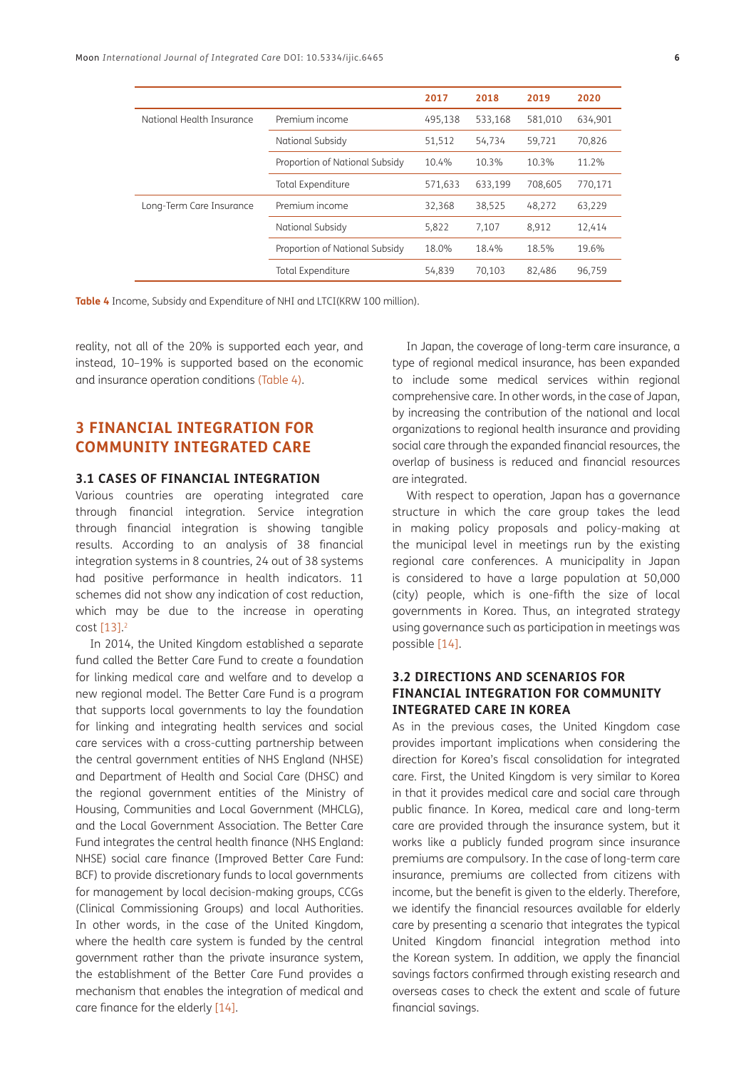| | | 2017 | 2018 | 2019 | 2020 |
|---|---|---|---|---|---|
| National Health Insurance | Premium income | 495,138 | 533,168 | 581,010 | 634,901 |
| | National Subsidy | 51,512 | 54,734 | 59,721 | 70,826 |
| | Proportion of National Subsidy | 10.4% | 10.3% | 10.3% | 11.2% |
| | Total Expenditure | 571,633 | 633,199 | 708,605 | 770,171 |
| Long-Term Care Insurance | Premium income | 32,368 | 38,525 | 48,272 | 63,229 |
| | National Subsidy | 5,822 | 7,107 | 8,912 | 12,414 |
| | Proportion of National Subsidy | 18.0% | 18.4% | 18.5% | 19.6% |
| | Total Expenditure | 54,839 | 70,103 | 82,486 | 96,759 |

**Table 4** Income, Subsidy and Expenditure of NHI and LTCI(KRW 100 million).

reality, not all of the 20% is supported each year, and instead, 10–19% is supported based on the economic and insurance operation conditions (Table 4).

## 3 FINANCIAL INTEGRATION FOR COMMUNITY INTEGRATED CARE

### 3.1 CASES OF FINANCIAL INTEGRATION

Various countries are operating integrated care through financial integration. Service integration through financial integration is showing tangible results. According to an analysis of 38 financial integration systems in 8 countries, 24 out of 38 systems had positive performance in health indicators. 11 schemes did not show any indication of cost reduction, which may be due to the increase in operating cost [13].[2]

In 2014, the United Kingdom established a separate fund called the Better Care Fund to create a foundation for linking medical care and welfare and to develop a new regional model. The Better Care Fund is a program that supports local governments to lay the foundation for linking and integrating health services and social care services with a cross-cutting partnership between the central government entities of NHS England (NHSE) and Department of Health and Social Care (DHSC) and the regional government entities of the Ministry of Housing, Communities and Local Government (MHCLG), and the Local Government Association. The Better Care Fund integrates the central health finance (NHS England: NHSE) social care finance (Improved Better Care Fund: BCF) to provide discretionary funds to local governments for management by local decision-making groups, CCGs (Clinical Commissioning Groups) and local Authorities. In other words, in the case of the United Kingdom, where the health care system is funded by the central government rather than the private insurance system, the establishment of the Better Care Fund provides a mechanism that enables the integration of medical and care finance for the elderly [14].

In Japan, the coverage of long-term care insurance, a type of regional medical insurance, has been expanded to include some medical services within regional comprehensive care. In other words, in the case of Japan, by increasing the contribution of the national and local organizations to regional health insurance and providing social care through the expanded financial resources, the overlap of business is reduced and financial resources are integrated.

With respect to operation, Japan has a governance structure in which the care group takes the lead in making policy proposals and policy-making at the municipal level in meetings run by the existing regional care conferences. A municipality in Japan is considered to have a large population at 50,000 (city) people, which is one-fifth the size of local governments in Korea. Thus, an integrated strategy using governance such as participation in meetings was possible [14].

### 3.2 DIRECTIONS AND SCENARIOS FOR FINANCIAL INTEGRATION FOR COMMUNITY INTEGRATED CARE IN KOREA

As in the previous cases, the United Kingdom case provides important implications when considering the direction for Korea's fiscal consolidation for integrated care. First, the United Kingdom is very similar to Korea in that it provides medical care and social care through public finance. In Korea, medical care and long-term care are provided through the insurance system, but it works like a publicly funded program since insurance premiums are compulsory. In the case of long-term care insurance, premiums are collected from citizens with income, but the benefit is given to the elderly. Therefore, we identify the financial resources available for elderly care by presenting a scenario that integrates the typical United Kingdom financial integration method into the Korean system. In addition, we apply the financial savings factors confirmed through existing research and overseas cases to check the extent and scale of future financial savings.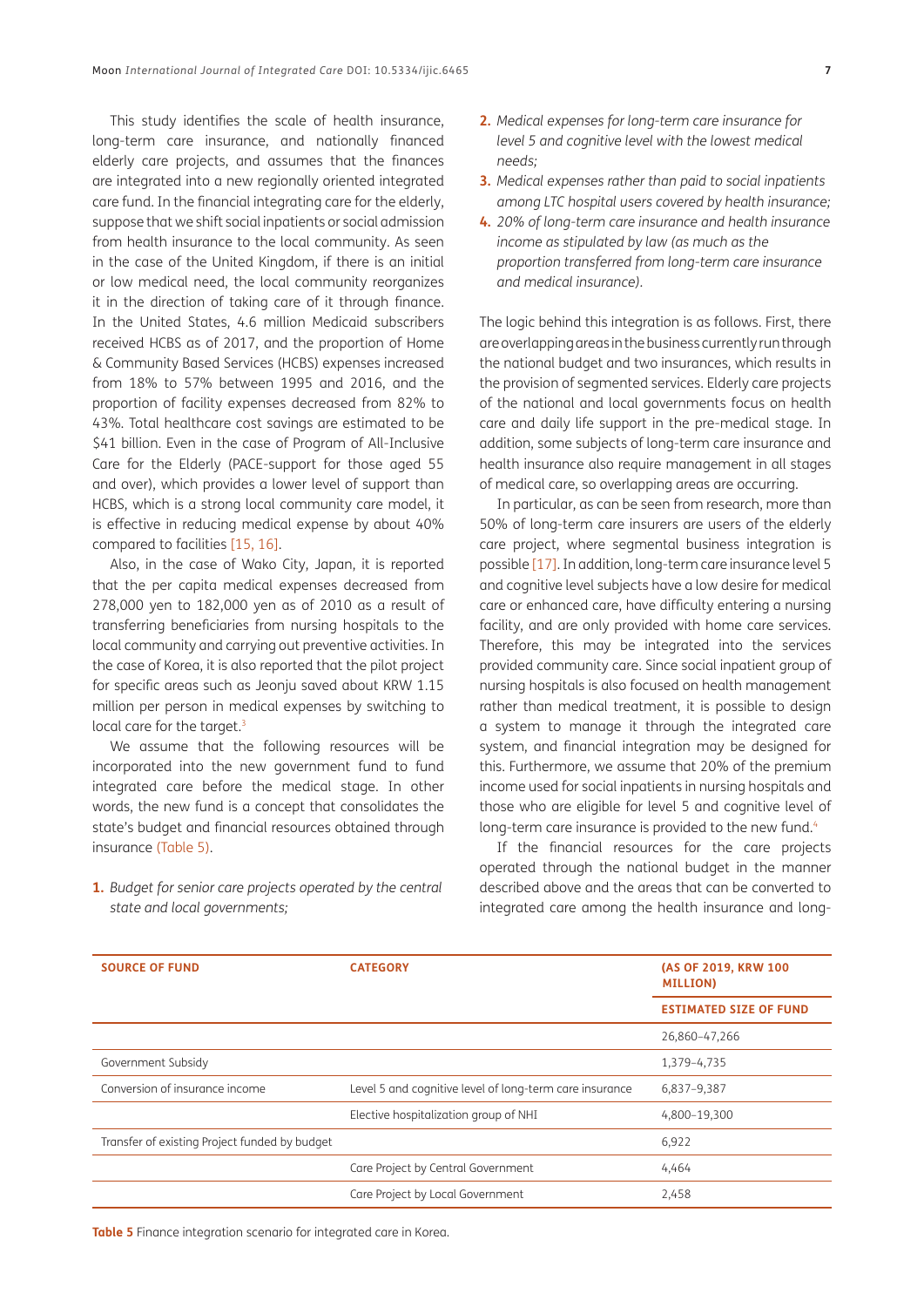This study identifies the scale of health insurance, long-term care insurance, and nationally financed elderly care projects, and assumes that the finances are integrated into a new regionally oriented integrated care fund. In the financial integrating care for the elderly, suppose that we shift social inpatients or social admission from health insurance to the local community. As seen in the case of the United Kingdom, if there is an initial or low medical need, the local community reorganizes it in the direction of taking care of it through finance. In the United States, 4.6 million Medicaid subscribers received HCBS as of 2017, and the proportion of Home & Community Based Services (HCBS) expenses increased from 18% to 57% between 1995 and 2016, and the proportion of facility expenses decreased from 82% to 43%. Total healthcare cost savings are estimated to be $41 billion. Even in the case of Program of All-Inclusive Care for the Elderly (PACE-support for those aged 55 and over), which provides a lower level of support than HCBS, which is a strong local community care model, it is effective in reducing medical expense by about 40% compared to facilities [15, 16].

Also, in the case of Wako City, Japan, it is reported that the per capita medical expenses decreased from 278,000 yen to 182,000 yen as of 2010 as a result of transferring beneficiaries from nursing hospitals to the local community and carrying out preventive activities. In the case of Korea, it is also reported that the pilot project for specific areas such as Jeonju saved about KRW 1.15 million per person in medical expenses by switching to local care for the target.[3]

We assume that the following resources will be incorporated into the new government fund to fund integrated care before the medical stage. In other words, the new fund is a concept that consolidates the state's budget and financial resources obtained through insurance (Table 5).

1. *Budget for senior care projects operated by the central state and local governments;*
2. *Medical expenses for long-term care insurance for level 5 and cognitive level with the lowest medical needs;*
3. *Medical expenses rather than paid to social inpatients among LTC hospital users covered by health insurance;*
4. *20% of long-term care insurance and health insurance income as stipulated by law (as much as the proportion transferred from long-term care insurance and medical insurance).*

The logic behind this integration is as follows. First, there are overlapping areas in the business currently run through the national budget and two insurances, which results in the provision of segmented services. Elderly care projects of the national and local governments focus on health care and daily life support in the pre-medical stage. In addition, some subjects of long-term care insurance and health insurance also require management in all stages of medical care, so overlapping areas are occurring.

In particular, as can be seen from research, more than 50% of long-term care insurers are users of the elderly care project, where segmental business integration is possible [17]. In addition, long-term care insurance level 5 and cognitive level subjects have a low desire for medical care or enhanced care, have difficulty entering a nursing facility, and are only provided with home care services. Therefore, this may be integrated into the services provided community care. Since social inpatient group of nursing hospitals is also focused on health management rather than medical treatment, it is possible to design a system to manage it through the integrated care system, and financial integration may be designed for this. Furthermore, we assume that 20% of the premium income used for social inpatients in nursing hospitals and those who are eligible for level 5 and cognitive level of long-term care insurance is provided to the new fund.[4]

If the financial resources for the care projects operated through the national budget in the manner described above and the areas that can be converted to integrated care among the health insurance and long-

| SOURCE OF FUND | CATEGORY | (AS OF 2019, KRW 100 MILLION) |
|---|---|---|
| | | ESTIMATED SIZE OF FUND |
| | | 26,860–47,266 |
| Government Subsidy | | 1,379–4,735 |
| Conversion of insurance income | Level 5 and cognitive level of long-term care insurance | 6,837–9,387 |
| | Elective hospitalization group of NHI | 4,800–19,300 |
| Transfer of existing Project funded by budget | | 6,922 |
| | Care Project by Central Government | 4,464 |
| | Care Project by Local Government | 2,458 |

**Table 5** Finance integration scenario for integrated care in Korea.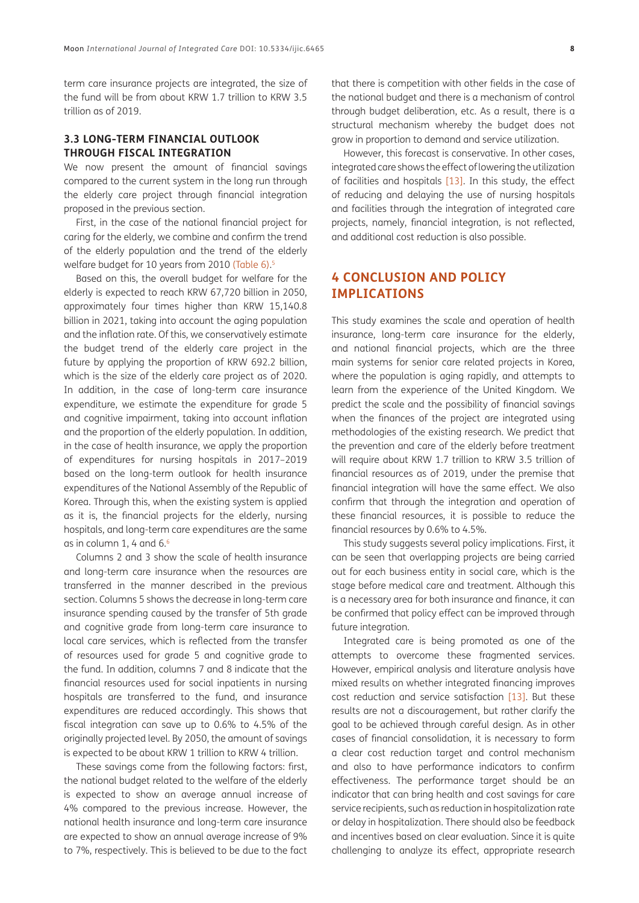term care insurance projects are integrated, the size of the fund will be from about KRW 1.7 trillion to KRW 3.5 trillion as of 2019.

### 3.3 LONG-TERM FINANCIAL OUTLOOK THROUGH FISCAL INTEGRATION

We now present the amount of financial savings compared to the current system in the long run through the elderly care project through financial integration proposed in the previous section.

First, in the case of the national financial project for caring for the elderly, we combine and confirm the trend of the elderly population and the trend of the elderly welfare budget for 10 years from 2010 (Table 6).[5]

Based on this, the overall budget for welfare for the elderly is expected to reach KRW 67,720 billion in 2050, approximately four times higher than KRW 15,140.8 billion in 2021, taking into account the aging population and the inflation rate. Of this, we conservatively estimate the budget trend of the elderly care project in the future by applying the proportion of KRW 692.2 billion, which is the size of the elderly care project as of 2020. In addition, in the case of long-term care insurance expenditure, we estimate the expenditure for grade 5 and cognitive impairment, taking into account inflation and the proportion of the elderly population. In addition, in the case of health insurance, we apply the proportion of expenditures for nursing hospitals in 2017–2019 based on the long-term outlook for health insurance expenditures of the National Assembly of the Republic of Korea. Through this, when the existing system is applied as it is, the financial projects for the elderly, nursing hospitals, and long-term care expenditures are the same as in column 1, 4 and 6.[6]

Columns 2 and 3 show the scale of health insurance and long-term care insurance when the resources are transferred in the manner described in the previous section. Columns 5 shows the decrease in long-term care insurance spending caused by the transfer of 5th grade and cognitive grade from long-term care insurance to local care services, which is reflected from the transfer of resources used for grade 5 and cognitive grade to the fund. In addition, columns 7 and 8 indicate that the financial resources used for social inpatients in nursing hospitals are transferred to the fund, and insurance expenditures are reduced accordingly. This shows that fiscal integration can save up to 0.6% to 4.5% of the originally projected level. By 2050, the amount of savings is expected to be about KRW 1 trillion to KRW 4 trillion.

These savings come from the following factors: first, the national budget related to the welfare of the elderly is expected to show an average annual increase of 4% compared to the previous increase. However, the national health insurance and long-term care insurance are expected to show an annual average increase of 9% to 7%, respectively. This is believed to be due to the fact that there is competition with other fields in the case of the national budget and there is a mechanism of control through budget deliberation, etc. As a result, there is a structural mechanism whereby the budget does not grow in proportion to demand and service utilization.

However, this forecast is conservative. In other cases, integrated care shows the effect of lowering the utilization of facilities and hospitals [13]. In this study, the effect of reducing and delaying the use of nursing hospitals and facilities through the integration of integrated care projects, namely, financial integration, is not reflected, and additional cost reduction is also possible.

## 4 CONCLUSION AND POLICY IMPLICATIONS

This study examines the scale and operation of health insurance, long-term care insurance for the elderly, and national financial projects, which are the three main systems for senior care related projects in Korea, where the population is aging rapidly, and attempts to learn from the experience of the United Kingdom. We predict the scale and the possibility of financial savings when the finances of the project are integrated using methodologies of the existing research. We predict that the prevention and care of the elderly before treatment will require about KRW 1.7 trillion to KRW 3.5 trillion of financial resources as of 2019, under the premise that financial integration will have the same effect. We also confirm that through the integration and operation of these financial resources, it is possible to reduce the financial resources by 0.6% to 4.5%.

This study suggests several policy implications. First, it can be seen that overlapping projects are being carried out for each business entity in social care, which is the stage before medical care and treatment. Although this is a necessary area for both insurance and finance, it can be confirmed that policy effect can be improved through future integration.

Integrated care is being promoted as one of the attempts to overcome these fragmented services. However, empirical analysis and literature analysis have mixed results on whether integrated financing improves cost reduction and service satisfaction [13]. But these results are not a discouragement, but rather clarify the goal to be achieved through careful design. As in other cases of financial consolidation, it is necessary to form a clear cost reduction target and control mechanism and also to have performance indicators to confirm effectiveness. The performance target should be an indicator that can bring health and cost savings for care service recipients, such as reduction in hospitalization rate or delay in hospitalization. There should also be feedback and incentives based on clear evaluation. Since it is quite challenging to analyze its effect, appropriate research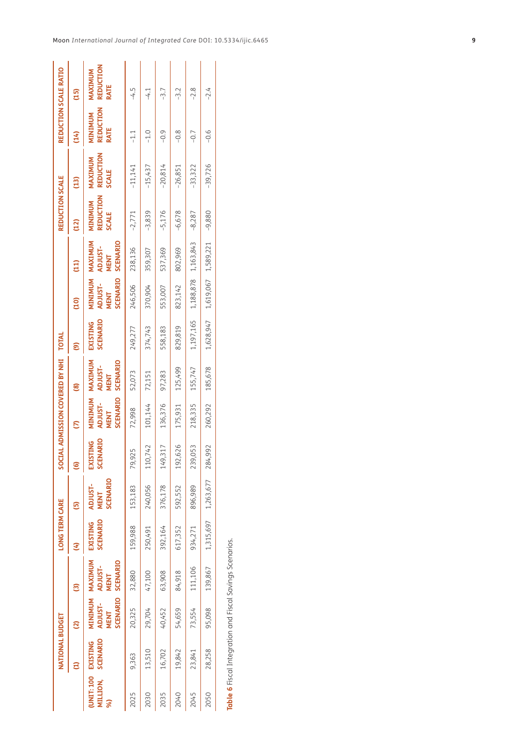| (UNIT: 100 MILLION, %) | NATIONAL BUDGET | | | LONG TERM CARE | | SOCIAL ADMISSION COVERED BY NHI | | | TOTAL | | | REDUCTION SCALE | | REDUCTION SCALE RATIO | |
|---|---|---|---|---|---|---|---|---|---|---|---|---|---|---|---|
| | (1) EXISTING SCENARIO | (2) MINIMUM ADJUSTMENT SCENARIO | (3) MAXIMUM ADJUSTMENT SCENARIO | (4) EXISTING SCENARIO | (5) ADJUSTMENT SCENARIO | (6) EXISTING SCENARIO | (7) MINIMUM ADJUSTMENT SCENARIO | (8) MAXIMUM ADJUSTMENT SCENARIO | (9) EXISTING SCENARIO | (10) MINIMUM ADJUSTMENT SCENARIO | (11) MAXIMUM ADJUSTMENT SCENARIO | (12) MINIMUM REDUCTION SCALE | (13) MAXIMUM REDUCTION SCALE | (14) MINIMUM REDUCTION RATE | (15) MAXIMUM REDUCTION RATE |
| 2025 | 9,363 | 20,325 | 32,880 | 159,988 | 153,183 | 79,925 | 72,998 | 52,073 | 249,277 | 246,506 | 238,136 | −2,771 | −11,141 | −1.1 | −4.5 |
| 2030 | 13,510 | 29,704 | 47,100 | 250,491 | 240,056 | 110,742 | 101,144 | 72,151 | 374,743 | 370,904 | 359,307 | −3,839 | −15,437 | −1.0 | −4.1 |
| 2035 | 16,702 | 40,452 | 63,908 | 392,164 | 376,178 | 149,317 | 136,376 | 97,283 | 558,183 | 553,007 | 537,369 | −5,176 | −20,814 | −0.9 | −3.7 |
| 2040 | 19,842 | 54,659 | 84,918 | 617,352 | 592,552 | 192,626 | 175,931 | 125,499 | 829,819 | 823,142 | 802,969 | −6,678 | −26,851 | −0.8 | −3.2 |
| 2045 | 23,841 | 73,554 | 111,106 | 934,271 | 896,989 | 239,053 | 218,335 | 155,747 | 1,197,165 | 1,188,878 | 1,163,843 | −8,287 | −33,322 | −0.7 | −2.8 |
| 2050 | 28,258 | 95,098 | 139,867 | 1,315,697 | 1,263,677 | 284,992 | 260,292 | 185,678 | 1,628,947 | 1,619,067 | 1,589,221 | −9,880 | −39,726 | −0.6 | −2.4 |

**Table 6** Fiscal Integration and Fiscal Savings Scenarios.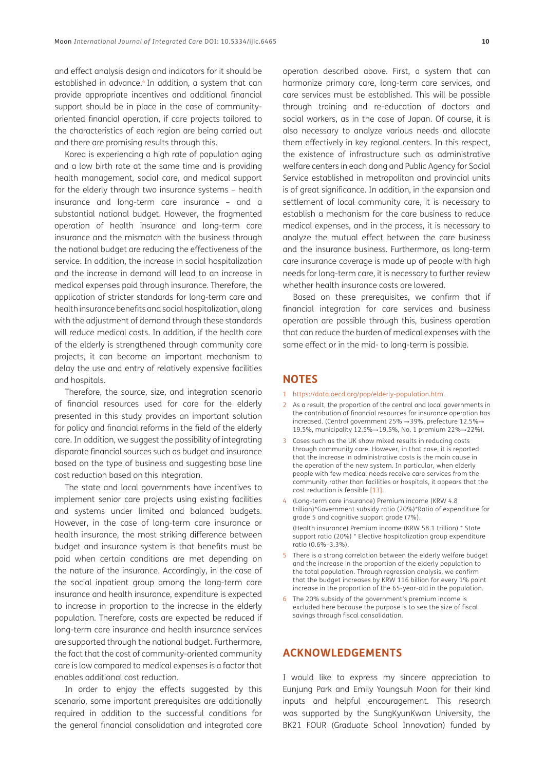and effect analysis design and indicators for it should be established in advance.[6] In addition, a system that can provide appropriate incentives and additional financial support should be in place in the case of community-oriented financial operation, if care projects tailored to the characteristics of each region are being carried out and there are promising results through this.

Korea is experiencing a high rate of population aging and a low birth rate at the same time and is providing health management, social care, and medical support for the elderly through two insurance systems – health insurance and long-term care insurance – and a substantial national budget. However, the fragmented operation of health insurance and long-term care insurance and the mismatch with the business through the national budget are reducing the effectiveness of the service. In addition, the increase in social hospitalization and the increase in demand will lead to an increase in medical expenses paid through insurance. Therefore, the application of stricter standards for long-term care and health insurance benefits and social hospitalization, along with the adjustment of demand through these standards will reduce medical costs. In addition, if the health care of the elderly is strengthened through community care projects, it can become an important mechanism to delay the use and entry of relatively expensive facilities and hospitals.

Therefore, the source, size, and integration scenario of financial resources used for care for the elderly presented in this study provides an important solution for policy and financial reforms in the field of the elderly care. In addition, we suggest the possibility of integrating disparate financial sources such as budget and insurance based on the type of business and suggesting base line cost reduction based on this integration.

The state and local governments have incentives to implement senior care projects using existing facilities and systems under limited and balanced budgets. However, in the case of long-term care insurance or health insurance, the most striking difference between budget and insurance system is that benefits must be paid when certain conditions are met depending on the nature of the insurance. Accordingly, in the case of the social inpatient group among the long-term care insurance and health insurance, expenditure is expected to increase in proportion to the increase in the elderly population. Therefore, costs are expected be reduced if long-term care insurance and health insurance services are supported through the national budget. Furthermore, the fact that the cost of community-oriented community care is low compared to medical expenses is a factor that enables additional cost reduction.

In order to enjoy the effects suggested by this scenario, some important prerequisites are additionally required in addition to the successful conditions for the general financial consolidation and integrated care operation described above. First, a system that can harmonize primary care, long-term care services, and care services must be established. This will be possible through training and re-education of doctors and social workers, as in the case of Japan. Of course, it is also necessary to analyze various needs and allocate them effectively in key regional centers. In this respect, the existence of infrastructure such as administrative welfare centers in each dong and Public Agency for Social Service established in metropolitan and provincial units is of great significance. In addition, in the expansion and settlement of local community care, it is necessary to establish a mechanism for the care business to reduce medical expenses, and in the process, it is necessary to analyze the mutual effect between the care business and the insurance business. Furthermore, as long-term care insurance coverage is made up of people with high needs for long-term care, it is necessary to further review whether health insurance costs are lowered.

Based on these prerequisites, we confirm that if financial integration for care services and business operation are possible through this, business operation that can reduce the burden of medical expenses with the same effect or in the mid- to long-term is possible.

## NOTES

1. https://data.oecd.org/pop/elderly-population.htm.
2. As a result, the proportion of the central and local governments in the contribution of financial resources for insurance operation has increased. (Central government 25% →39%, prefecture 12.5%→ 19.5%, municipality 12.5%→19.5%, No. 1 premium 22%→22%).
3. Cases such as the UK show mixed results in reducing costs through community care. However, in that case, it is reported that the increase in administrative costs is the main cause in the operation of the new system. In particular, when elderly people with few medical needs receive care services from the community rather than facilities or hospitals, it appears that the cost reduction is feasible [13].
4. (Long-term care insurance) Premium income (KRW 4.8 trillion)*Government subsidy ratio (20%)*Ratio of expenditure for grade 5 and cognitive support grade (7%).

   (Health insurance) Premium income (KRW 58.1 trillion) * State support ratio (20%) * Elective hospitalization group expenditure ratio (0.6%–3.3%).
5. There is a strong correlation between the elderly welfare budget and the increase in the proportion of the elderly population to the total population. Through regression analysis, we confirm that the budget increases by KRW 116 billion for every 1% point increase in the proportion of the 65-year-old in the population.
6. The 20% subsidy of the government's premium income is excluded here because the purpose is to see the size of fiscal savings through fiscal consolidation.

## ACKNOWLEDGEMENTS

I would like to express my sincere appreciation to Eunjung Park and Emily Youngsuh Moon for their kind inputs and helpful encouragement. This research was supported by the SungKyunKwan University, the BK21 FOUR (Graduate School Innovation) funded by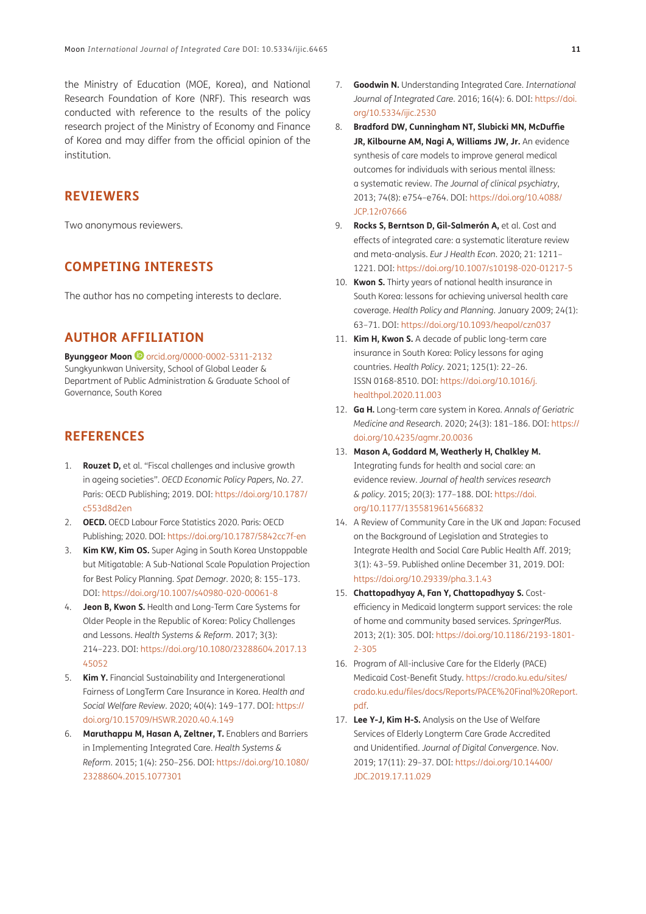the Ministry of Education (MOE, Korea), and National Research Foundation of Kore (NRF). This research was conducted with reference to the results of the policy research project of the Ministry of Economy and Finance of Korea and may differ from the official opinion of the institution.

## REVIEWERS

Two anonymous reviewers.

## COMPETING INTERESTS

The author has no competing interests to declare.

## AUTHOR AFFILIATION

**Byunggeor Moon** orcid.org/0000-0002-5311-2132
Sungkyunkwan University, School of Global Leader & Department of Public Administration & Graduate School of Governance, South Korea

## REFERENCES

1. **Rouzet D,** et al. "Fiscal challenges and inclusive growth in ageing societies". *OECD Economic Policy Papers, No. 27*. Paris: OECD Publishing; 2019. DOI: https://doi.org/10.1787/c553d8d2en
2. **OECD.** OECD Labour Force Statistics 2020. Paris: OECD Publishing; 2020. DOI: https://doi.org/10.1787/5842cc7f-en
3. **Kim KW, Kim OS.** Super Aging in South Korea Unstoppable but Mitigatable: A Sub-National Scale Population Projection for Best Policy Planning. *Spat Demogr*. 2020; 8: 155–173. DOI: https://doi.org/10.1007/s40980-020-00061-8
4. **Jeon B, Kwon S.** Health and Long-Term Care Systems for Older People in the Republic of Korea: Policy Challenges and Lessons. *Health Systems & Reform*. 2017; 3(3): 214–223. DOI: https://doi.org/10.1080/23288604.2017.1345052
5. **Kim Y.** Financial Sustainability and Intergenerational Fairness of LongTerm Care Insurance in Korea. *Health and Social Welfare Review*. 2020; 40(4): 149–177. DOI: https://doi.org/10.15709/HSWR.2020.40.4.149
6. **Maruthappu M, Hasan A, Zeltner, T.** Enablers and Barriers in Implementing Integrated Care. *Health Systems & Reform*. 2015; 1(4): 250–256. DOI: https://doi.org/10.1080/23288604.2015.1077301
7. **Goodwin N.** Understanding Integrated Care. *International Journal of Integrated Care*. 2016; 16(4): 6. DOI: https://doi.org/10.5334/ijic.2530
8. **Bradford DW, Cunningham NT, Slubicki MN, McDuffie JR, Kilbourne AM, Nagi A, Williams JW, Jr.** An evidence synthesis of care models to improve general medical outcomes for individuals with serious mental illness: a systematic review. *The Journal of clinical psychiatry*, 2013; 74(8): e754–e764. DOI: https://doi.org/10.4088/JCP.12r07666
9. **Rocks S, Berntson D, Gil-Salmerón A,** et al. Cost and effects of integrated care: a systematic literature review and meta-analysis. *Eur J Health Econ*. 2020; 21: 1211–1221. DOI: https://doi.org/10.1007/s10198-020-01217-5
10. **Kwon S.** Thirty years of national health insurance in South Korea: lessons for achieving universal health care coverage. *Health Policy and Planning*. January 2009; 24(1): 63–71. DOI: https://doi.org/10.1093/heapol/czn037
11. **Kim H, Kwon S.** A decade of public long-term care insurance in South Korea: Policy lessons for aging countries. *Health Policy*. 2021; 125(1): 22–26. ISSN 0168-8510. DOI: https://doi.org/10.1016/j.healthpol.2020.11.003
12. **Ga H.** Long-term care system in Korea. *Annals of Geriatric Medicine and Research*. 2020; 24(3): 181–186. DOI: https://doi.org/10.4235/agmr.20.0036
13. **Mason A, Goddard M, Weatherly H, Chalkley M.** Integrating funds for health and social care: an evidence review. *Journal of health services research & policy*. 2015; 20(3): 177–188. DOI: https://doi.org/10.1177/1355819614566832
14. A Review of Community Care in the UK and Japan: Focused on the Background of Legislation and Strategies to Integrate Health and Social Care Public Health Aff. 2019; 3(1): 43–59. Published online December 31, 2019. DOI: https://doi.org/10.29339/pha.3.1.43
15. **Chattopadhyay A, Fan Y, Chattopadhyay S.** Cost-efficiency in Medicaid longterm support services: the role of home and community based services. *SpringerPlus*. 2013; 2(1): 305. DOI: https://doi.org/10.1186/2193-1801-2-305
16. Program of All-inclusive Care for the Elderly (PACE) Medicaid Cost-Benefit Study. https://crado.ku.edu/sites/crado.ku.edu/files/docs/Reports/PACE%20Final%20Report.pdf.
17. **Lee Y-J, Kim H-S.** Analysis on the Use of Welfare Services of Elderly Longterm Care Grade Accredited and Unidentified. *Journal of Digital Convergence*. Nov. 2019; 17(11): 29–37. DOI: https://doi.org/10.14400/JDC.2019.17.11.029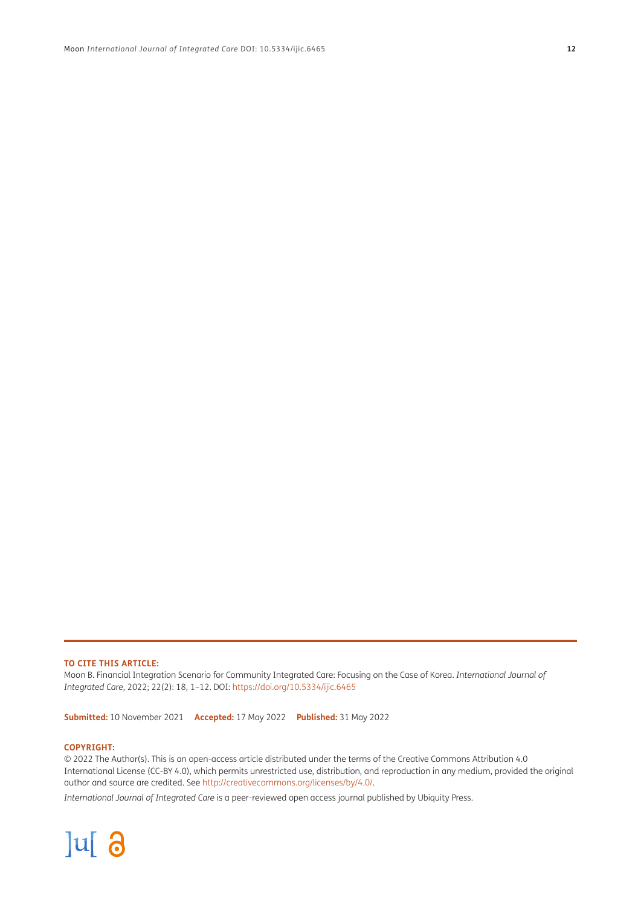**TO CITE THIS ARTICLE:**

Moon B. Financial Integration Scenario for Community Integrated Care: Focusing on the Case of Korea. *International Journal of Integrated Care*, 2022; 22(2): 18, 1–12. DOI: https://doi.org/10.5334/ijic.6465

**Submitted:** 10 November 2021 **Accepted:** 17 May 2022 **Published:** 31 May 2022

**COPYRIGHT:**

© 2022 The Author(s). This is an open-access article distributed under the terms of the Creative Commons Attribution 4.0 International License (CC-BY 4.0), which permits unrestricted use, distribution, and reproduction in any medium, provided the original author and source are credited. See http://creativecommons.org/licenses/by/4.0/.

*International Journal of Integrated Care* is a peer-reviewed open access journal published by Ubiquity Press.